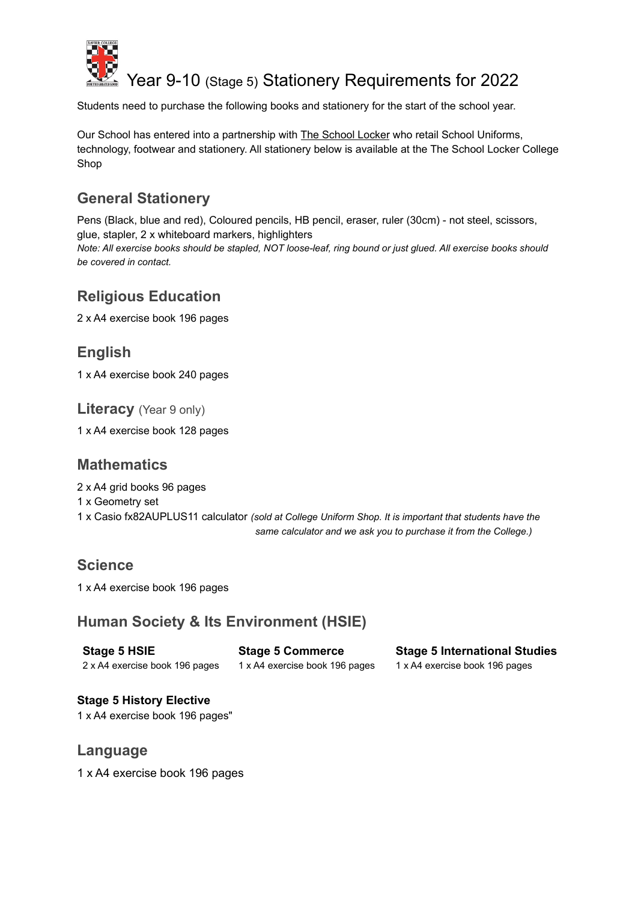# Year 9-10 (Stage 5) Stationery Requirements for 2022

Students need to purchase the following books and stationery for the start of the school year.

Our School has entered into a partnership with The School Locker who retail School Uniforms, technology, footwear and stationery. All stationery below is available at the The School Locker College Shop

## General Stationery

Pens (Black, blue and red), Coloured pencils, HB pencil, eraser, ruler (30cm) - not steel, scissors, glue, stapler, 2 x whiteboard markers, highlighters

*Note: All exercise books should be stapled, NOT loose-leaf, ring bound or just glued. All exercise books should be covered in contact.*

## Religious Education

2 x A4 exercise book 196 pages

## English

1 x A4 exercise book 240 pages

## Literacy (Year 9 only)

1 x A4 exercise book 128 pages

## Mathematics

2 x A4 grid books 96 pages
1 x Geometry set
1 x Casio fx82AUPLUS11 calculator *(sold at College Uniform Shop. It is important that students have the same calculator and we ask you to purchase it from the College.)*

## Science

1 x A4 exercise book 196 pages

## Human Society & Its Environment (HSIE)

**Stage 5 HSIE**
2 x A4 exercise book 196 pages

**Stage 5 Commerce**
1 x A4 exercise book 196 pages

**Stage 5 International Studies**
1 x A4 exercise book 196 pages

**Stage 5 History Elective**
1 x A4 exercise book 196 pages"

## Language

1 x A4 exercise book 196 pages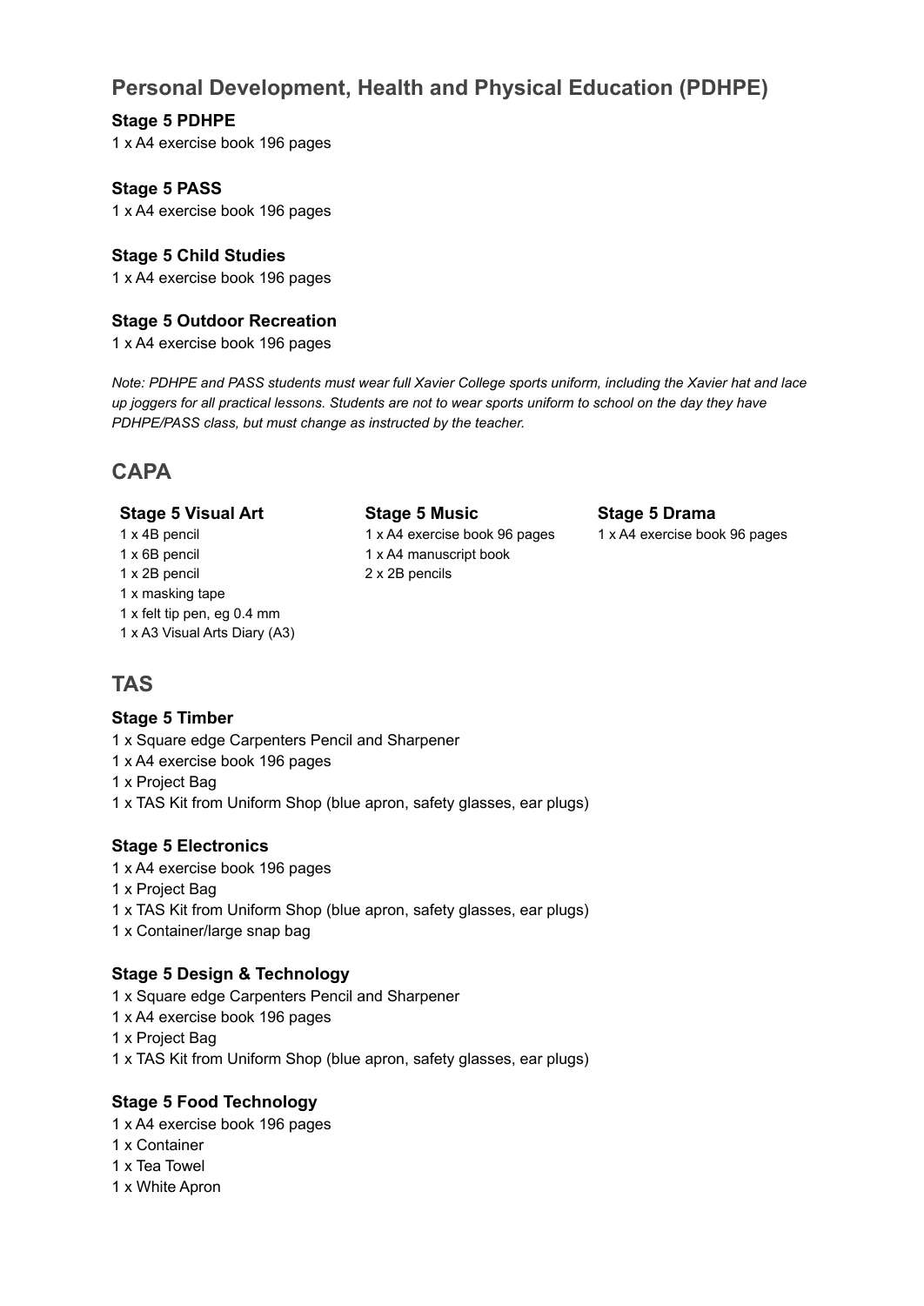## Personal Development, Health and Physical Education (PDHPE)

**Stage 5 PDHPE**
1 x A4 exercise book 196 pages

**Stage 5 PASS**
1 x A4 exercise book 196 pages

**Stage 5 Child Studies**
1 x A4 exercise book 196 pages

**Stage 5 Outdoor Recreation**
1 x A4 exercise book 196 pages

*Note: PDHPE and PASS students must wear full Xavier College sports uniform, including the Xavier hat and lace up joggers for all practical lessons. Students are not to wear sports uniform to school on the day they have PDHPE/PASS class, but must change as instructed by the teacher.*

## CAPA

**Stage 5 Visual Art**
1 x 4B pencil
1 x 6B pencil
1 x 2B pencil
1 x masking tape
1 x felt tip pen, eg 0.4 mm
1 x A3 Visual Arts Diary (A3)

**Stage 5 Music**
1 x A4 exercise book 96 pages
1 x A4 manuscript book
2 x 2B pencils

**Stage 5 Drama**
1 x A4 exercise book 96 pages

## TAS

**Stage 5 Timber**
1 x Square edge Carpenters Pencil and Sharpener
1 x A4 exercise book 196 pages
1 x Project Bag
1 x TAS Kit from Uniform Shop (blue apron, safety glasses, ear plugs)

**Stage 5 Electronics**
1 x A4 exercise book 196 pages
1 x Project Bag
1 x TAS Kit from Uniform Shop (blue apron, safety glasses, ear plugs)
1 x Container/large snap bag

**Stage 5 Design & Technology**
1 x Square edge Carpenters Pencil and Sharpener
1 x A4 exercise book 196 pages
1 x Project Bag
1 x TAS Kit from Uniform Shop (blue apron, safety glasses, ear plugs)

**Stage 5 Food Technology**
1 x A4 exercise book 196 pages
1 x Container
1 x Tea Towel
1 x White Apron